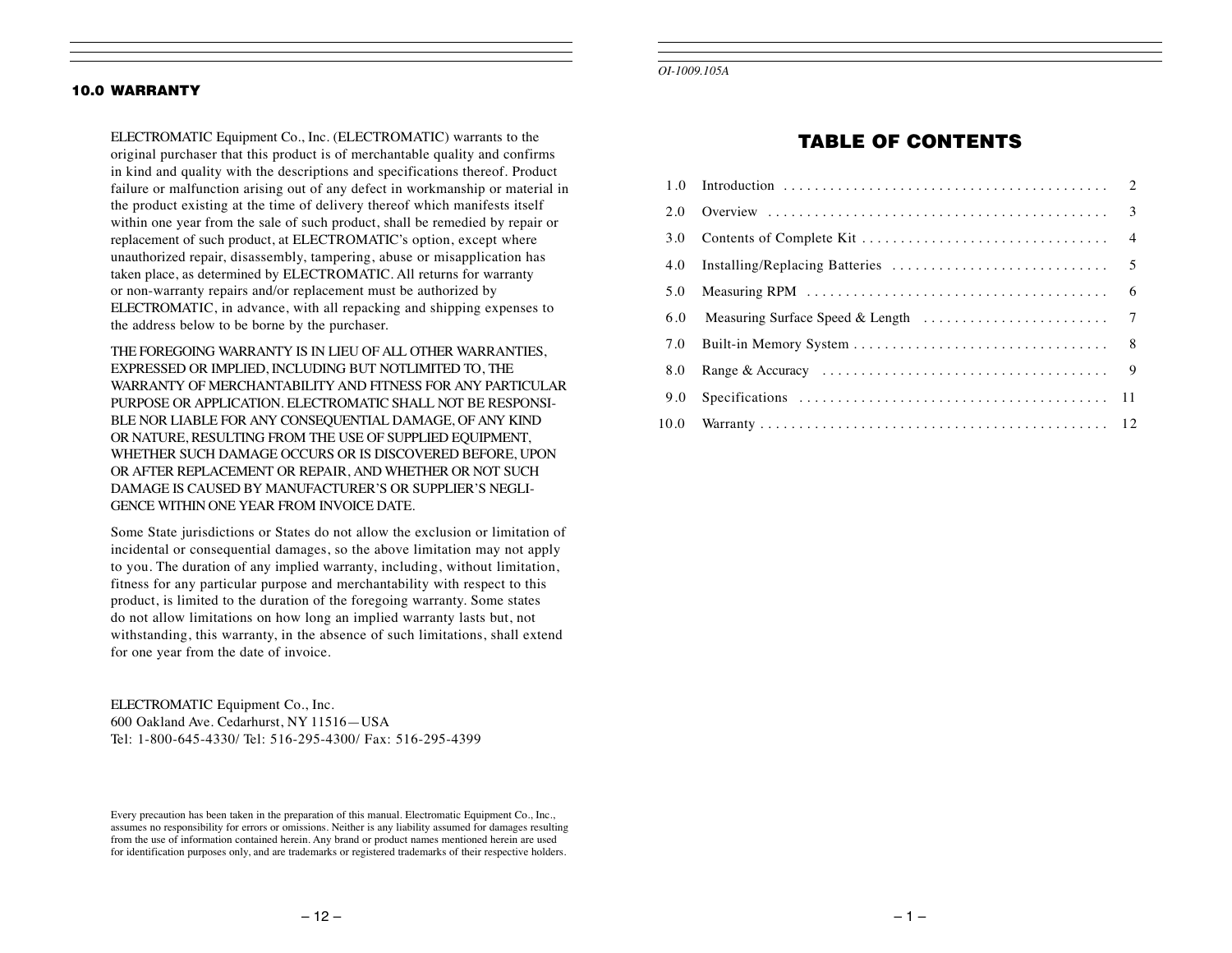## 10.0 WARRANTY

ELECTROMATIC Equipment Co., Inc. (ELECTROMATIC) warrants to the original purchaser that this product is of merchantable quality and confirms in kind and quality with the descriptions and specifications thereof. Product failure or malfunction arising out of any defect in workmanship or material in the product existing at the time of delivery thereof which manifests itself within one year from the sale of such product, shall be remedied by repair or replacement of such product, at ELECTROMATIC's option, except where unauthorized repair, disassembly, tampering, abuse or misapplication has taken place, as determined by ELECTROMATIC. All returns for warranty or non-warranty repairs and/or replacement must be authorized by ELECTROMATIC, in advance, with all repacking and shipping expenses to the address below to be borne by the purchaser.

THE FOREGOING WARRANTY IS IN LIEU OF ALL OTHER WARRANTIES, EXPRESSED OR IMPLIED, INCLUDING BUT NOTLIMITED TO, THE WARRANTY OF MERCHANTABILITY AND FITNESS FOR ANY PARTICULAR PURPOSE OR APPLICATION. ELECTROMATIC SHALL NOT BE RESPONSIBLE NOR LIABLE FOR ANY CONSEQUENTIAL DAMAGE, OF ANY KIND OR NATURE, RESULTING FROM THE USE OF SUPPLIED EQUIPMENT, WHETHER SUCH DAMAGE OCCURS OR IS DISCOVERED BEFORE, UPON OR AFTER REPLACEMENT OR REPAIR, AND WHETHER OR NOT SUCH DAMAGE IS CAUSED BY MANUFACTURER'S OR SUPPLIER'S NEGLIGENCE WITHIN ONE YEAR FROM INVOICE DATE.

Some State jurisdictions or States do not allow the exclusion or limitation of incidental or consequential damages, so the above limitation may not apply to you. The duration of any implied warranty, including, without limitation, fitness for any particular purpose and merchantability with respect to this product, is limited to the duration of the foregoing warranty. Some states do not allow limitations on how long an implied warranty lasts but, not withstanding, this warranty, in the absence of such limitations, shall extend for one year from the date of invoice.

ELECTROMATIC Equipment Co., Inc.
600 Oakland Ave. Cedarhurst, NY 11516—USA
Tel: 1-800-645-4330/ Tel: 516-295-4300/ Fax: 516-295-4399

Every precaution has been taken in the preparation of this manual. Electromatic Equipment Co., Inc., assumes no responsibility for errors or omissions. Neither is any liability assumed for damages resulting from the use of information contained herein. Any brand or product names mentioned herein are used for identification purposes only, and are trademarks or registered trademarks of their respective holders.

*OI-1009.105A*

## TABLE OF CONTENTS

| | | |
|---|---|---|
| 1.0 | Introduction | 2 |
| 2.0 | Overview | 3 |
| 3.0 | Contents of Complete Kit | 4 |
| 4.0 | Installing/Replacing Batteries | 5 |
| 5.0 | Measuring RPM | 6 |
| 6.0 | Measuring Surface Speed & Length | 7 |
| 7.0 | Built-in Memory System | 8 |
| 8.0 | Range & Accuracy | 9 |
| 9.0 | Specifications | 11 |
| 10.0 | Warranty | 12 |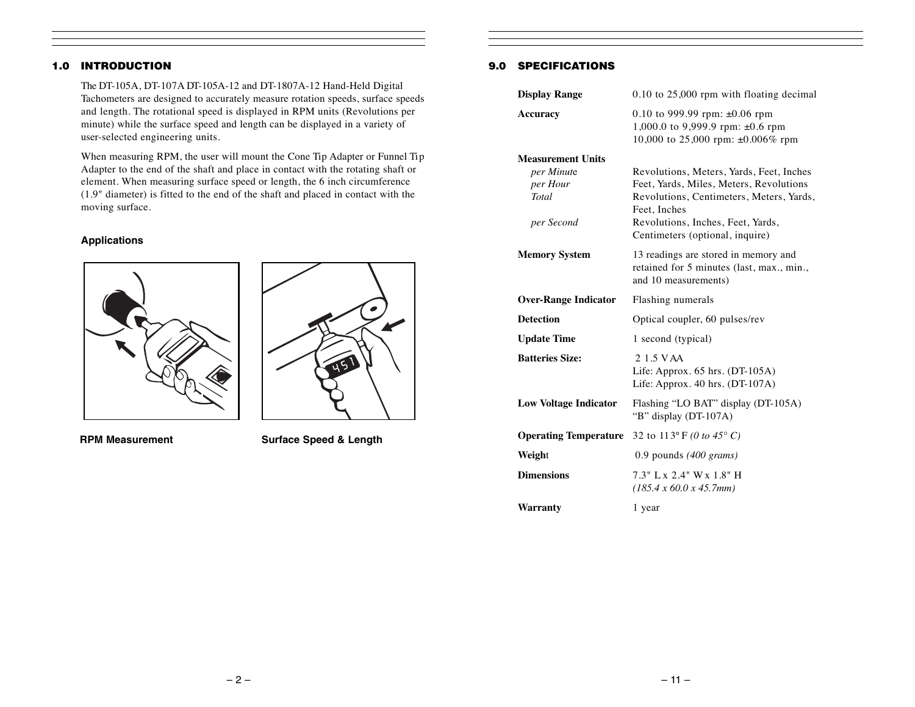## 1.0 INTRODUCTION

The DT-105A, DT-107A DT-105A-12 and DT-1807A-12 Hand-Held Digital Tachometers are designed to accurately measure rotation speeds, surface speeds and length. The rotational speed is displayed in RPM units (Revolutions per minute) while the surface speed and length can be displayed in a variety of user-selected engineering units.

When measuring RPM, the user will mount the Cone Tip Adapter or Funnel Tip Adapter to the end of the shaft and place in contact with the rotating shaft or element. When measuring surface speed or length, the 6 inch circumference (1.9" diameter) is fitted to the end of the shaft and placed in contact with the moving surface.

### Applications

**RPM Measurement**

**Surface Speed & Length**

## 9.0 SPECIFICATIONS

| | |
|---|---|
| **Display Range** | 0.10 to 25,000 rpm with floating decimal |
| **Accuracy** | 0.10 to 999.99 rpm: ±0.06 rpm<br>1,000.0 to 9,999.9 rpm: ±0.6 rpm<br>10,000 to 25,000 rpm: ±0.006% rpm |
| **Measurement Units** | |
| *per Minute* | Revolutions, Meters, Yards, Feet, Inches |
| *per Hour* | Feet, Yards, Miles, Meters, Revolutions |
| *Total* | Revolutions, Centimeters, Meters, Yards, Feet, Inches |
| *per Second* | Revolutions, Inches, Feet, Yards, Centimeters (optional, inquire) |
| **Memory System** | 13 readings are stored in memory and retained for 5 minutes (last, max., min., and 10 measurements) |
| **Over-Range Indicator** | Flashing numerals |
| **Detection** | Optical coupler, 60 pulses/rev |
| **Update Time** | 1 second (typical) |
| **Batteries Size:** | 2 1.5 V AA<br>Life: Approx. 65 hrs. (DT-105A)<br>Life: Approx. 40 hrs. (DT-107A) |
| **Low Voltage Indicator** | Flashing "LO BAT" display (DT-105A)<br>"B" display (DT-107A) |
| **Operating Temperature** | 32 to 113° F *(0 to 45° C)* |
| **Weight** | 0.9 pounds *(400 grams)* |
| **Dimensions** | 7.3" L x 2.4" W x 1.8" H<br>*(185.4 x 60.0 x 45.7mm)* |
| **Warranty** | 1 year |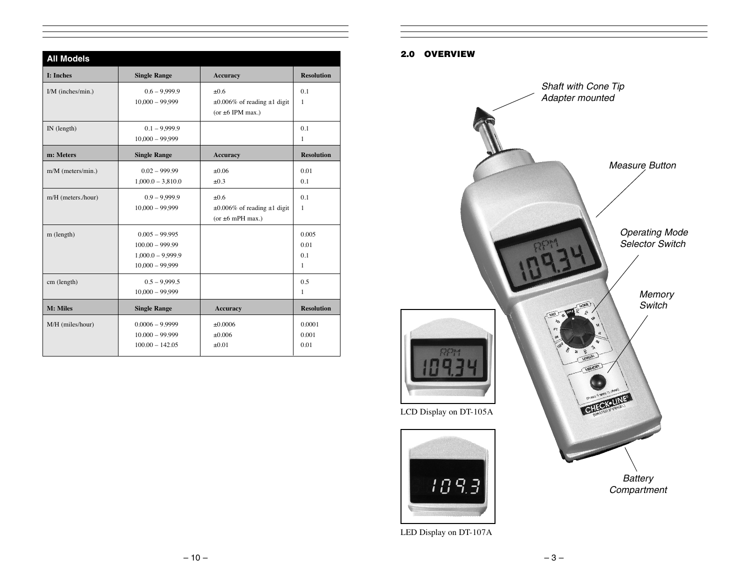| All Models | | | |
|---|---|---|---|
| **I: Inches** | **Single Range** | **Accuracy** | **Resolution** |
| I/M (inches/min.) | 0.6 – 9,999.9<br>10,000 – 99,999 | ±0.6<br>±0.006% of reading ±1 digit (or ±6 IPM max.) | 0.1<br>1 |
| IN (length) | 0.1 – 9,999.9<br>10,000 – 99,999 | | 0.1<br>1 |
| **m: Meters** | **Single Range** | **Accuracy** | **Resolution** |
| m/M (meters/min.) | 0.02 – 999.99<br>1,000.0 – 3,810.0 | ±0.06<br>±0.3 | 0.01<br>0.1 |
| m/H (meters./hour) | 0.9 – 9,999.9<br>10,000 – 99,999 | ±0.6<br>±0.006% of reading ±1 digit (or ±6 mPH max.) | 0.1<br>1 |
| m (length) | 0.005 – 99.995<br>100.00 – 999.99<br>1,000.0 – 9,999.9<br>10,000 – 99,999 | | 0.005<br>0.01<br>0.1<br>1 |
| cm (length) | 0.5 – 9,999.5<br>10,000 – 99,999 | | 0.5<br>1 |
| **M: Miles** | **Single Range** | **Accuracy** | **Resolution** |
| M/H (miles/hour) | 0.0006 – 9.9999<br>10.000 – 99.999<br>100.00 – 142.05 | ±0.0006<br>±0.006<br>±0.01 | 0.0001<br>0.001<br>0.01 |

## 2.0 OVERVIEW

*Shaft with Cone Tip Adapter mounted*

*Measure Button*

*Operating Mode Selector Switch*

*Memory Switch*

*Battery Compartment*

LCD Display on DT-105A

LED Display on DT-107A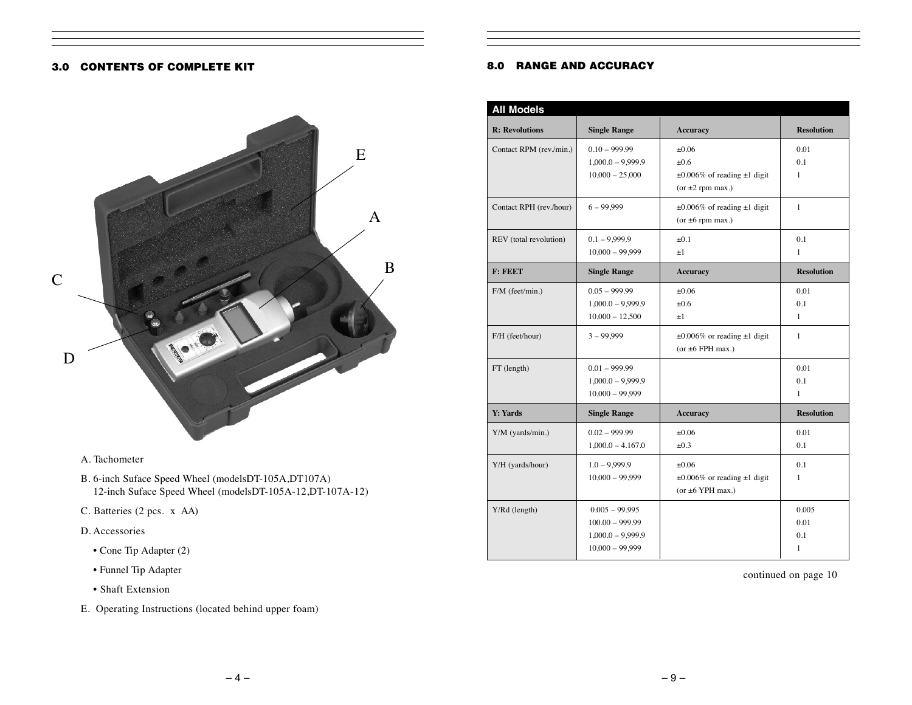## 3.0 CONTENTS OF COMPLETE KIT

A. Tachometer

B. 6-inch Suface Speed Wheel (modelsDT-105A,DT107A)
12-inch Suface Speed Wheel (modelsDT-105A-12,DT-107A-12)

C. Batteries (2 pcs. x AA)

D. Accessories

- Cone Tip Adapter (2)
- Funnel Tip Adapter
- Shaft Extension

E. Operating Instructions (located behind upper foam)

## 8.0 RANGE AND ACCURACY

| All Models | | | |
|---|---|---|---|
| **R: Revolutions** | **Single Range** | **Accuracy** | **Resolution** |
| Contact RPM (rev./min.) | 0.10 – 999.99<br>1,000.0 – 9,999.9<br>10,000 – 25,000 | ±0.06<br>±0.6<br>±0.006% of reading ±1 digit (or ±2 rpm max.) | 0.01<br>0.1<br>1 |
| Contact RPH (rev./hour) | 6 – 99,999 | ±0.006% of reading ±1 digit (or ±6 rpm max.) | 1 |
| REV (total revolution) | 0.1 – 9,999.9<br>10,000 – 99,999 | ±0.1<br>±1 | 0.1<br>1 |
| **F: FEET** | **Single Range** | **Accuracy** | **Resolution** |
| F/M (feet/min.) | 0.05 – 999.99<br>1,000.0 – 9,999.9<br>10,000 – 12,500 | ±0.06<br>±0.6<br>±1 | 0.01<br>0.1<br>1 |
| F/H (feet/hour) | 3 – 99,999 | ±0.006% or reading ±1 digit (or ±6 FPH max.) | 1 |
| FT (length) | 0.01 – 999.99<br>1,000.0 – 9,999.9<br>10,000 – 99,999 | | 0.01<br>0.1<br>1 |
| **Y: Yards** | **Single Range** | **Accuracy** | **Resolution** |
| Y/M (yards/min.) | 0.02 – 999.99<br>1,000.0 – 4.167.0 | ±0.06<br>±0.3 | 0.01<br>0.1 |
| Y/H (yards/hour) | 1.0 – 9,999.9<br>10,000 – 99,999 | ±0.06<br>±0.006% or reading ±1 digit (or ±6 YPH max.) | 0.1<br>1 |
| Y/Rd (length) | 0.005 – 99.995<br>100.00 – 999.99<br>1,000.0 – 9,999.9<br>10,000 – 99,999 | | 0.005<br>0.01<br>0.1<br>1 |

continued on page 10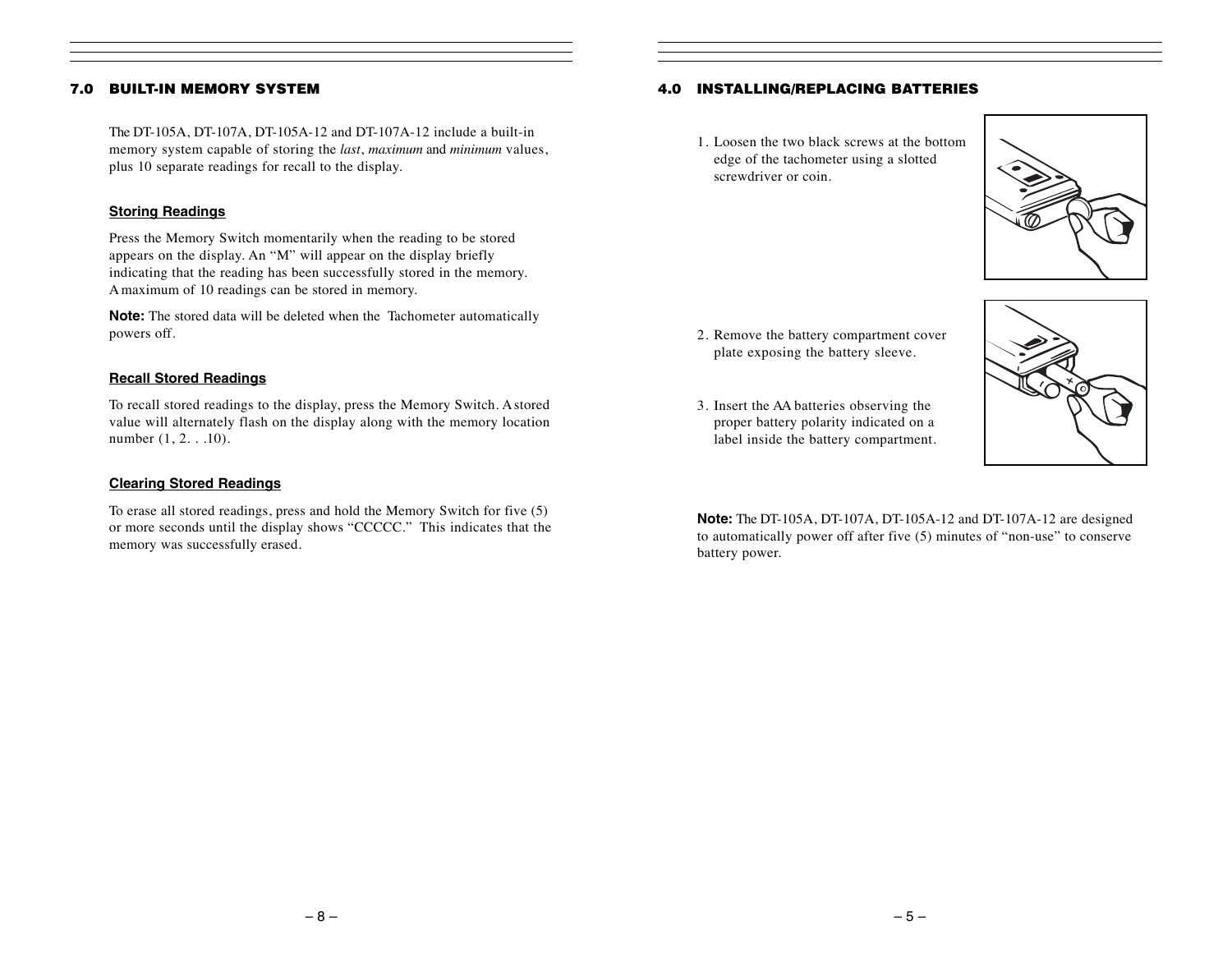## 7.0 BUILT-IN MEMORY SYSTEM

The DT-105A, DT-107A, DT-105A-12 and DT-107A-12 include a built-in memory system capable of storing the *last*, *maximum* and *minimum* values, plus 10 separate readings for recall to the display.

### Storing Readings

Press the Memory Switch momentarily when the reading to be stored appears on the display. An “M” will appear on the display briefly indicating that the reading has been successfully stored in the memory. A maximum of 10 readings can be stored in memory.

**Note:** The stored data will be deleted when the Tachometer automatically powers off.

### Recall Stored Readings

To recall stored readings to the display, press the Memory Switch. A stored value will alternately flash on the display along with the memory location number (1, 2. . .10).

### Clearing Stored Readings

To erase all stored readings, press and hold the Memory Switch for five (5) or more seconds until the display shows “CCCCC.” This indicates that the memory was successfully erased.

## 4.0 INSTALLING/REPLACING BATTERIES

1. Loosen the two black screws at the bottom edge of the tachometer using a slotted screwdriver or coin.

2. Remove the battery compartment cover plate exposing the battery sleeve.

3. Insert the AA batteries observing the proper battery polarity indicated on a label inside the battery compartment.

**Note:** The DT-105A, DT-107A, DT-105A-12 and DT-107A-12 are designed to automatically power off after five (5) minutes of “non-use” to conserve battery power.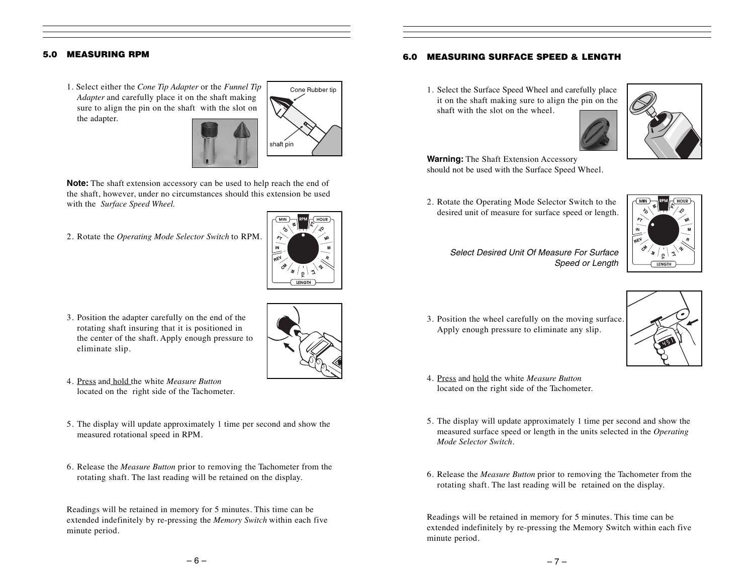## 5.0 MEASURING RPM

1. Select either the *Cone Tip Adapter* or the *Funnel Tip Adapter* and carefully place it on the shaft making sure to align the pin on the shaft with the slot on the adapter.

**Note:** The shaft extension accessory can be used to help reach the end of the shaft, however, under no circumstances should this extension be used with the *Surface Speed Wheel.*

2. Rotate the *Operating Mode Selector Switch* to RPM.

3. Position the adapter carefully on the end of the rotating shaft insuring that it is positioned in the center of the shaft. Apply enough pressure to eliminate slip.

4. Press and hold the white *Measure Button* located on the right side of the Tachometer.

5. The display will update approximately 1 time per second and show the measured rotational speed in RPM.

6. Release the *Measure Button* prior to removing the Tachometer from the rotating shaft. The last reading will be retained on the display.

Readings will be retained in memory for 5 minutes. This time can be extended indefinitely by re-pressing the *Memory Switch* within each five minute period.

## 6.0 MEASURING SURFACE SPEED & LENGTH

1. Select the Surface Speed Wheel and carefully place it on the shaft making sure to align the pin on the shaft with the slot on the wheel.

**Warning:** The Shaft Extension Accessory should not be used with the Surface Speed Wheel.

2. Rotate the Operating Mode Selector Switch to the desired unit of measure for surface speed or length.

*Select Desired Unit Of Measure For Surface Speed or Length*

3. Position the wheel carefully on the moving surface. Apply enough pressure to eliminate any slip.

4. Press and hold the white *Measure Button* located on the right side of the Tachometer.

5. The display will update approximately 1 time per second and show the measured surface speed or length in the units selected in the *Operating Mode Selector Switch*.

6. Release the *Measure Button* prior to removing the Tachometer from the rotating shaft. The last reading will be retained on the display.

Readings will be retained in memory for 5 minutes. This time can be extended indefinitely by re-pressing the Memory Switch within each five minute period.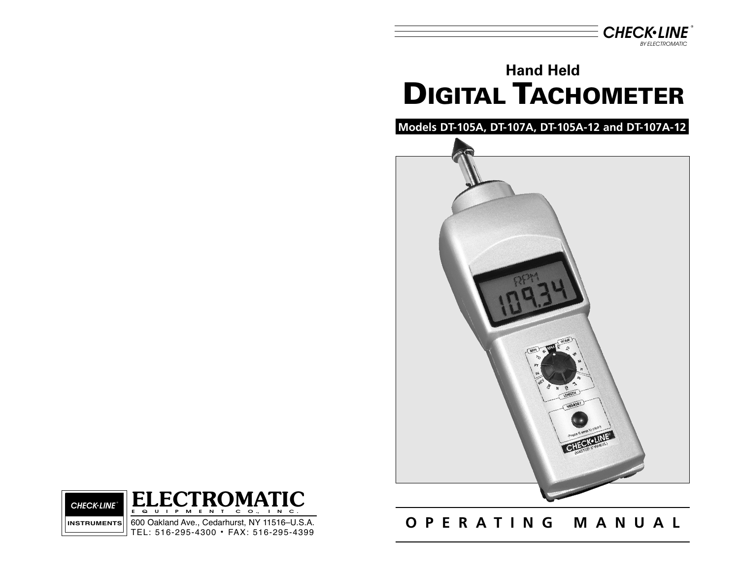CHECK•LINE®
BY ELECTROMATIC

# Hand Held
# DIGITAL TACHOMETER

**Models DT-105A, DT-107A, DT-105A-12 and DT-107A-12**

## OPERATING MANUAL

CHECK•LINE® INSTRUMENTS

**ELECTROMATIC**
EQUIPMENT CO., INC.

600 Oakland Ave., Cedarhurst, NY 11516–U.S.A.
TEL: 516-295-4300 • FAX: 516-295-4399